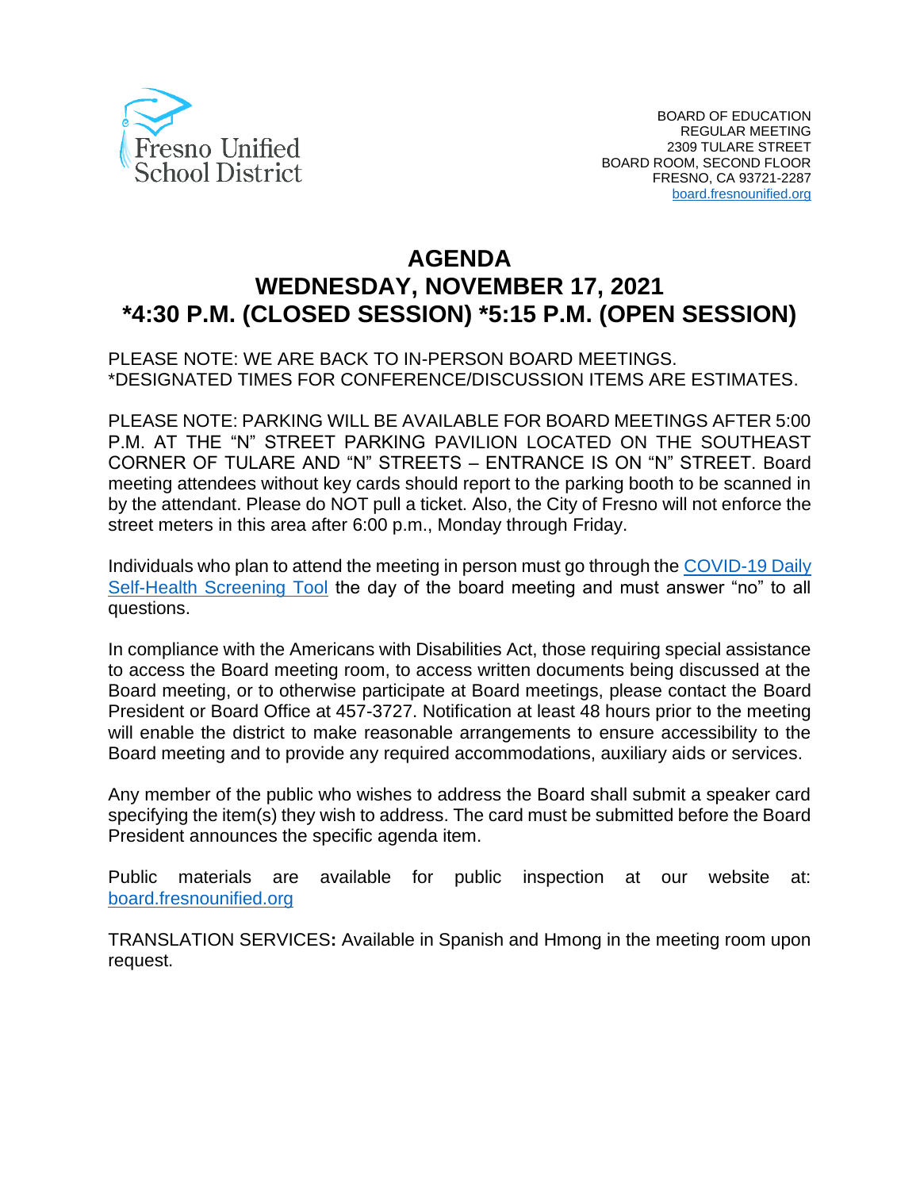Fresno Unified School District

BOARD OF EDUCATION
REGULAR MEETING
2309 TULARE STREET
BOARD ROOM, SECOND FLOOR
FRESNO, CA 93721-2287
[board.fresnounified.org](board.fresnounified.org)

# AGENDA
# WEDNESDAY, NOVEMBER 17, 2021
# *4:30 P.M. (CLOSED SESSION) *5:15 P.M. (OPEN SESSION)

PLEASE NOTE: WE ARE BACK TO IN-PERSON BOARD MEETINGS.
*DESIGNATED TIMES FOR CONFERENCE/DISCUSSION ITEMS ARE ESTIMATES.

PLEASE NOTE: PARKING WILL BE AVAILABLE FOR BOARD MEETINGS AFTER 5:00 P.M. AT THE "N" STREET PARKING PAVILION LOCATED ON THE SOUTHEAST CORNER OF TULARE AND "N" STREETS – ENTRANCE IS ON "N" STREET. Board meeting attendees without key cards should report to the parking booth to be scanned in by the attendant. Please do NOT pull a ticket. Also, the City of Fresno will not enforce the street meters in this area after 6:00 p.m., Monday through Friday.

Individuals who plan to attend the meeting in person must go through the COVID-19 Daily Self-Health Screening Tool the day of the board meeting and must answer "no" to all questions.

In compliance with the Americans with Disabilities Act, those requiring special assistance to access the Board meeting room, to access written documents being discussed at the Board meeting, or to otherwise participate at Board meetings, please contact the Board President or Board Office at 457-3727. Notification at least 48 hours prior to the meeting will enable the district to make reasonable arrangements to ensure accessibility to the Board meeting and to provide any required accommodations, auxiliary aids or services.

Any member of the public who wishes to address the Board shall submit a speaker card specifying the item(s) they wish to address. The card must be submitted before the Board President announces the specific agenda item.

Public materials are available for public inspection at our website at: [board.fresnounified.org](board.fresnounified.org)

TRANSLATION SERVICES**:** Available in Spanish and Hmong in the meeting room upon request.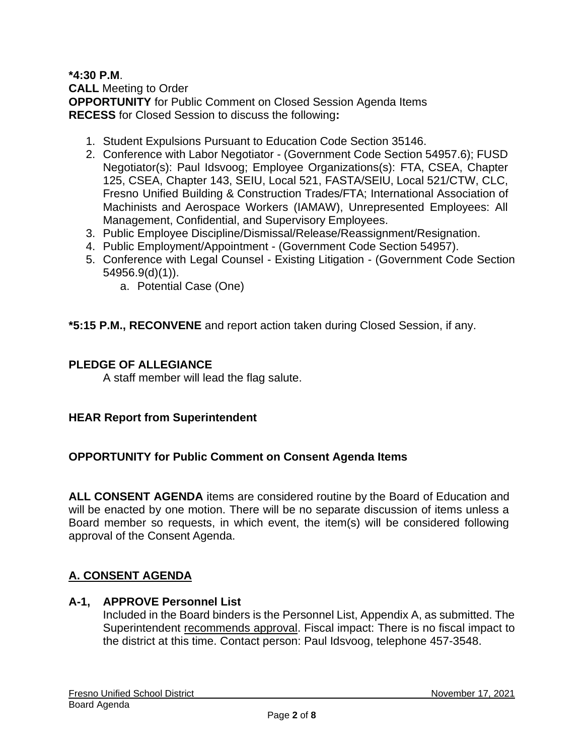**\*4:30 P.M**.
**CALL** Meeting to Order
**OPPORTUNITY** for Public Comment on Closed Session Agenda Items
**RECESS** for Closed Session to discuss the following**:**

1. Student Expulsions Pursuant to Education Code Section 35146.
2. Conference with Labor Negotiator - (Government Code Section 54957.6); FUSD Negotiator(s): Paul Idsvoog; Employee Organizations(s): FTA, CSEA, Chapter 125, CSEA, Chapter 143, SEIU, Local 521, FASTA/SEIU, Local 521/CTW, CLC, Fresno Unified Building & Construction Trades/FTA; International Association of Machinists and Aerospace Workers (IAMAW), Unrepresented Employees: All Management, Confidential, and Supervisory Employees.
3. Public Employee Discipline/Dismissal/Release/Reassignment/Resignation.
4. Public Employment/Appointment - (Government Code Section 54957).
5. Conference with Legal Counsel - Existing Litigation - (Government Code Section 54956.9(d)(1)).
   a. Potential Case (One)

**\*5:15 P.M., RECONVENE** and report action taken during Closed Session, if any.

**PLEDGE OF ALLEGIANCE**
A staff member will lead the flag salute.

**HEAR Report from Superintendent**

**OPPORTUNITY for Public Comment on Consent Agenda Items**

**ALL CONSENT AGENDA** items are considered routine by the Board of Education and will be enacted by one motion. There will be no separate discussion of items unless a Board member so requests, in which event, the item(s) will be considered following approval of the Consent Agenda.

## A. CONSENT AGENDA

**A-1, APPROVE Personnel List**
Included in the Board binders is the Personnel List, Appendix A, as submitted. The Superintendent recommends approval. Fiscal impact: There is no fiscal impact to the district at this time. Contact person: Paul Idsvoog, telephone 457-3548.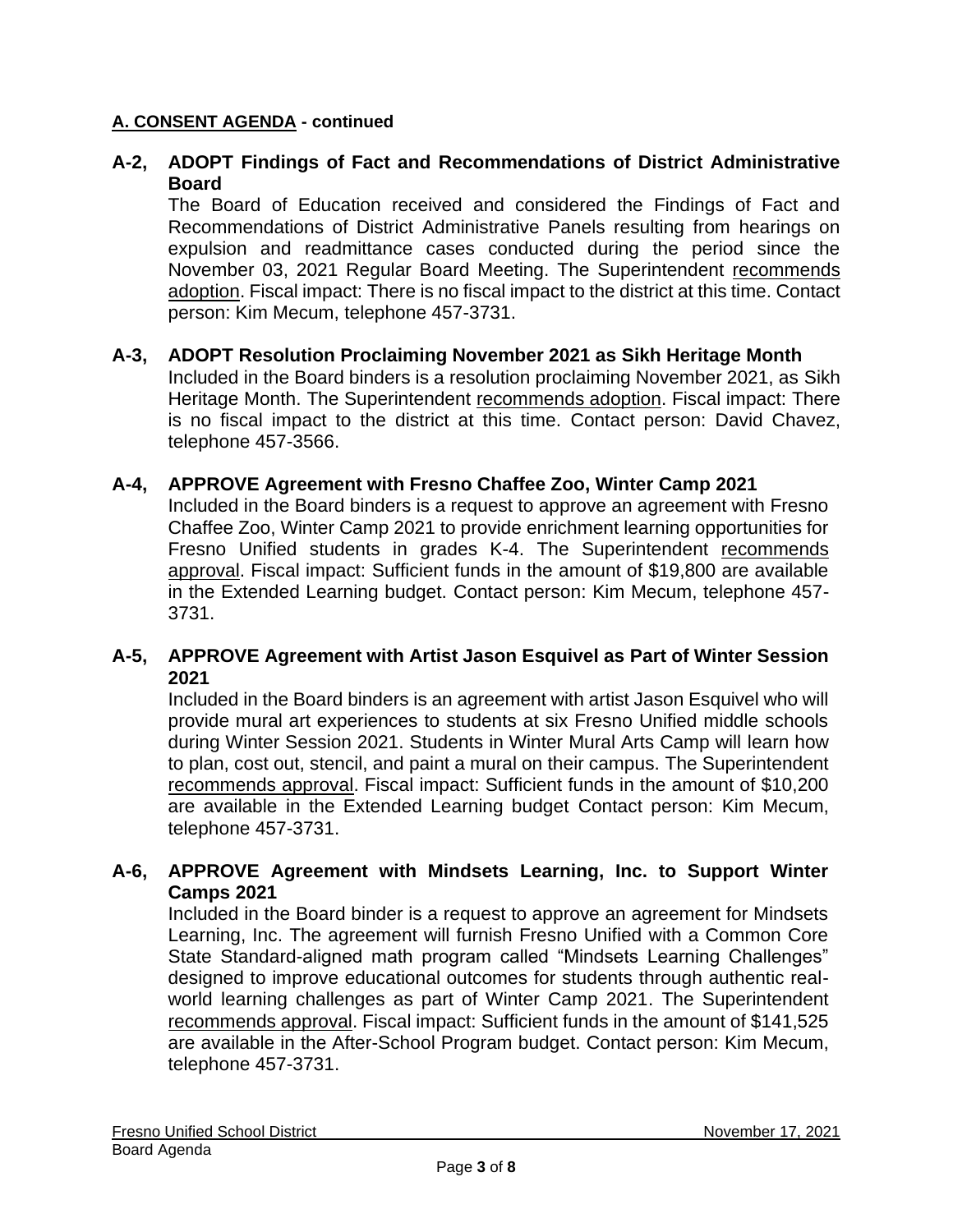**A. CONSENT AGENDA - continued**

**A-2, ADOPT Findings of Fact and Recommendations of District Administrative Board**

The Board of Education received and considered the Findings of Fact and Recommendations of District Administrative Panels resulting from hearings on expulsion and readmittance cases conducted during the period since the November 03, 2021 Regular Board Meeting. The Superintendent recommends adoption. Fiscal impact: There is no fiscal impact to the district at this time. Contact person: Kim Mecum, telephone 457-3731.

**A-3, ADOPT Resolution Proclaiming November 2021 as Sikh Heritage Month**

Included in the Board binders is a resolution proclaiming November 2021, as Sikh Heritage Month. The Superintendent recommends adoption. Fiscal impact: There is no fiscal impact to the district at this time. Contact person: David Chavez, telephone 457-3566.

**A-4, APPROVE Agreement with Fresno Chaffee Zoo, Winter Camp 2021**

Included in the Board binders is a request to approve an agreement with Fresno Chaffee Zoo, Winter Camp 2021 to provide enrichment learning opportunities for Fresno Unified students in grades K-4. The Superintendent recommends approval. Fiscal impact: Sufficient funds in the amount of $19,800 are available in the Extended Learning budget. Contact person: Kim Mecum, telephone 457-3731.

**A-5, APPROVE Agreement with Artist Jason Esquivel as Part of Winter Session 2021**

Included in the Board binders is an agreement with artist Jason Esquivel who will provide mural art experiences to students at six Fresno Unified middle schools during Winter Session 2021. Students in Winter Mural Arts Camp will learn how to plan, cost out, stencil, and paint a mural on their campus. The Superintendent recommends approval. Fiscal impact: Sufficient funds in the amount of $10,200 are available in the Extended Learning budget Contact person: Kim Mecum, telephone 457-3731.

**A-6, APPROVE Agreement with Mindsets Learning, Inc. to Support Winter Camps 2021**

Included in the Board binder is a request to approve an agreement for Mindsets Learning, Inc. The agreement will furnish Fresno Unified with a Common Core State Standard-aligned math program called "Mindsets Learning Challenges" designed to improve educational outcomes for students through authentic real-world learning challenges as part of Winter Camp 2021. The Superintendent recommends approval. Fiscal impact: Sufficient funds in the amount of $141,525 are available in the After-School Program budget. Contact person: Kim Mecum, telephone 457-3731.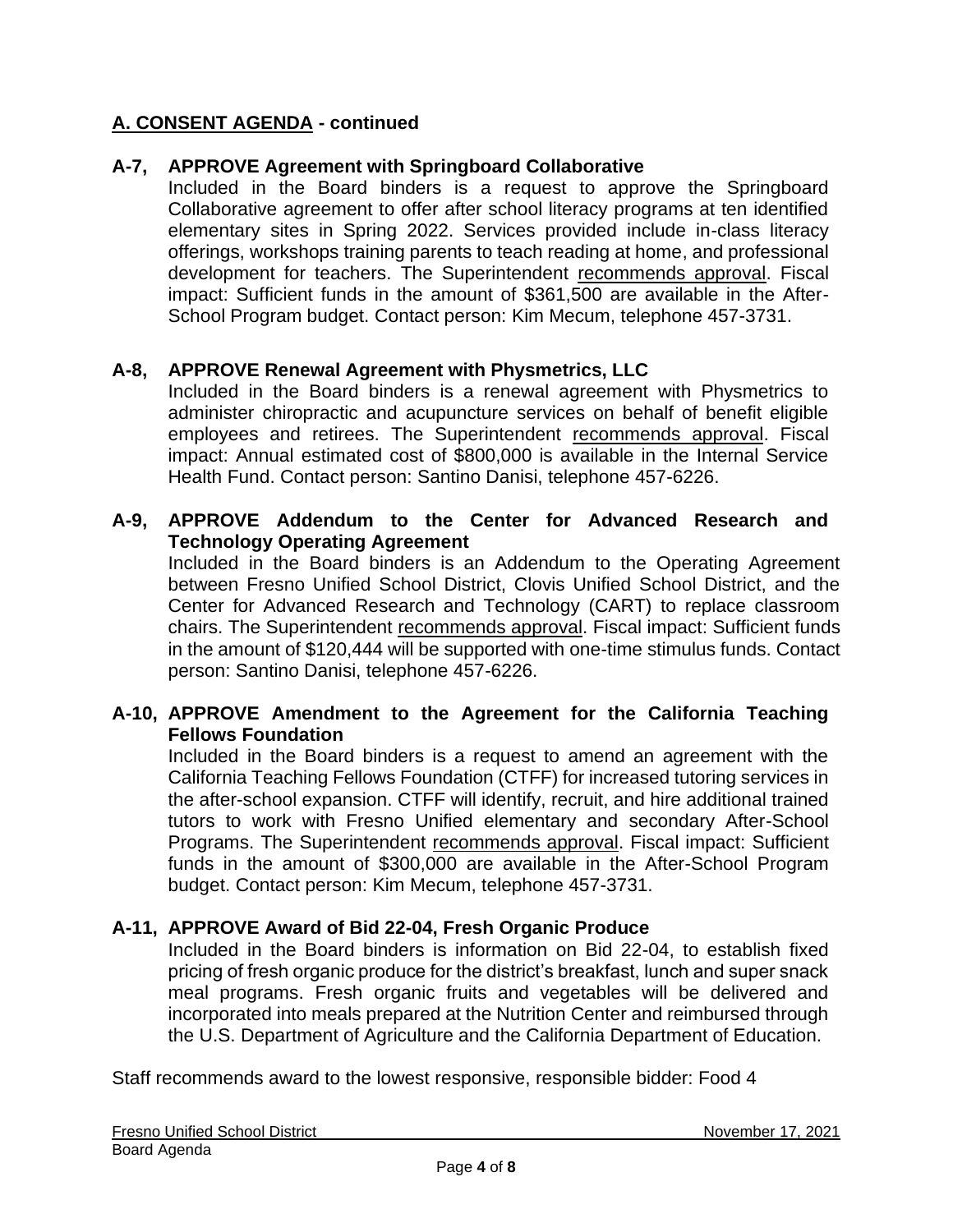## A. CONSENT AGENDA - continued

**A-7, APPROVE Agreement with Springboard Collaborative**

Included in the Board binders is a request to approve the Springboard Collaborative agreement to offer after school literacy programs at ten identified elementary sites in Spring 2022. Services provided include in-class literacy offerings, workshops training parents to teach reading at home, and professional development for teachers. The Superintendent recommends approval. Fiscal impact: Sufficient funds in the amount of $361,500 are available in the After-School Program budget. Contact person: Kim Mecum, telephone 457-3731.

**A-8, APPROVE Renewal Agreement with Physmetrics, LLC**

Included in the Board binders is a renewal agreement with Physmetrics to administer chiropractic and acupuncture services on behalf of benefit eligible employees and retirees. The Superintendent recommends approval. Fiscal impact: Annual estimated cost of $800,000 is available in the Internal Service Health Fund. Contact person: Santino Danisi, telephone 457-6226.

**A-9, APPROVE Addendum to the Center for Advanced Research and Technology Operating Agreement**

Included in the Board binders is an Addendum to the Operating Agreement between Fresno Unified School District, Clovis Unified School District, and the Center for Advanced Research and Technology (CART) to replace classroom chairs. The Superintendent recommends approval. Fiscal impact: Sufficient funds in the amount of $120,444 will be supported with one-time stimulus funds. Contact person: Santino Danisi, telephone 457-6226.

**A-10, APPROVE Amendment to the Agreement for the California Teaching Fellows Foundation**

Included in the Board binders is a request to amend an agreement with the California Teaching Fellows Foundation (CTFF) for increased tutoring services in the after-school expansion. CTFF will identify, recruit, and hire additional trained tutors to work with Fresno Unified elementary and secondary After-School Programs. The Superintendent recommends approval. Fiscal impact: Sufficient funds in the amount of $300,000 are available in the After-School Program budget. Contact person: Kim Mecum, telephone 457-3731.

**A-11, APPROVE Award of Bid 22-04, Fresh Organic Produce**

Included in the Board binders is information on Bid 22-04, to establish fixed pricing of fresh organic produce for the district's breakfast, lunch and super snack meal programs. Fresh organic fruits and vegetables will be delivered and incorporated into meals prepared at the Nutrition Center and reimbursed through the U.S. Department of Agriculture and the California Department of Education.

Staff recommends award to the lowest responsive, responsible bidder: Food 4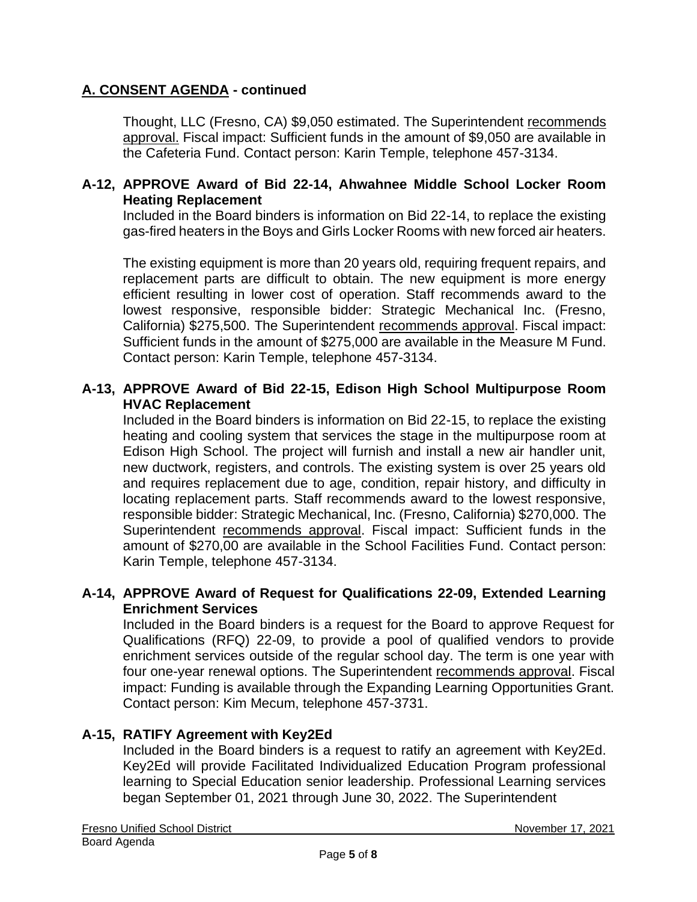## A. CONSENT AGENDA - continued

Thought, LLC (Fresno, CA) $9,050 estimated. The Superintendent recommends approval. Fiscal impact: Sufficient funds in the amount of $9,050 are available in the Cafeteria Fund. Contact person: Karin Temple, telephone 457-3134.

**A-12, APPROVE Award of Bid 22-14, Ahwahnee Middle School Locker Room Heating Replacement**

Included in the Board binders is information on Bid 22-14, to replace the existing gas-fired heaters in the Boys and Girls Locker Rooms with new forced air heaters.

The existing equipment is more than 20 years old, requiring frequent repairs, and replacement parts are difficult to obtain. The new equipment is more energy efficient resulting in lower cost of operation. Staff recommends award to the lowest responsive, responsible bidder: Strategic Mechanical Inc. (Fresno, California) $275,500. The Superintendent recommends approval. Fiscal impact: Sufficient funds in the amount of $275,000 are available in the Measure M Fund. Contact person: Karin Temple, telephone 457-3134.

**A-13, APPROVE Award of Bid 22-15, Edison High School Multipurpose Room HVAC Replacement**

Included in the Board binders is information on Bid 22-15, to replace the existing heating and cooling system that services the stage in the multipurpose room at Edison High School. The project will furnish and install a new air handler unit, new ductwork, registers, and controls. The existing system is over 25 years old and requires replacement due to age, condition, repair history, and difficulty in locating replacement parts. Staff recommends award to the lowest responsive, responsible bidder: Strategic Mechanical, Inc. (Fresno, California) $270,000. The Superintendent recommends approval. Fiscal impact: Sufficient funds in the amount of $270,00 are available in the School Facilities Fund. Contact person: Karin Temple, telephone 457-3134.

**A-14, APPROVE Award of Request for Qualifications 22-09, Extended Learning Enrichment Services**

Included in the Board binders is a request for the Board to approve Request for Qualifications (RFQ) 22-09, to provide a pool of qualified vendors to provide enrichment services outside of the regular school day. The term is one year with four one-year renewal options. The Superintendent recommends approval. Fiscal impact: Funding is available through the Expanding Learning Opportunities Grant. Contact person: Kim Mecum, telephone 457-3731.

**A-15, RATIFY Agreement with Key2Ed**

Included in the Board binders is a request to ratify an agreement with Key2Ed. Key2Ed will provide Facilitated Individualized Education Program professional learning to Special Education senior leadership. Professional Learning services began September 01, 2021 through June 30, 2022. The Superintendent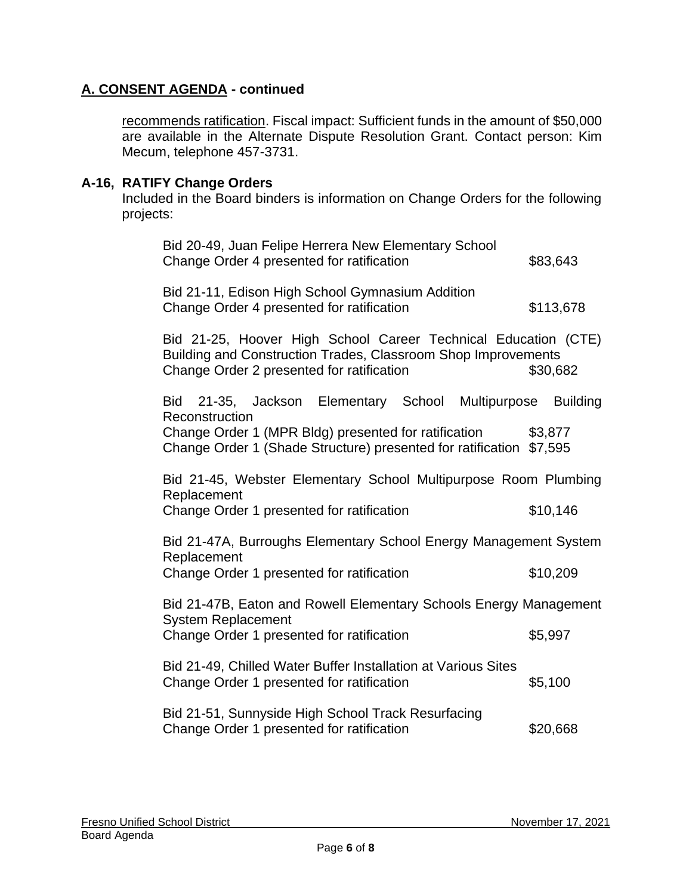## A. CONSENT AGENDA - continued

recommends ratification. Fiscal impact: Sufficient funds in the amount of $50,000 are available in the Alternate Dispute Resolution Grant. Contact person: Kim Mecum, telephone 457-3731.

### A-16, RATIFY Change Orders

Included in the Board binders is information on Change Orders for the following projects:

Bid 20-49, Juan Felipe Herrera New Elementary School
Change Order 4 presented for ratification $83,643

Bid 21-11, Edison High School Gymnasium Addition
Change Order 4 presented for ratification $113,678

Bid 21-25, Hoover High School Career Technical Education (CTE) Building and Construction Trades, Classroom Shop Improvements
Change Order 2 presented for ratification $30,682

Bid 21-35, Jackson Elementary School Multipurpose Building Reconstruction
Change Order 1 (MPR Bldg) presented for ratification $3,877
Change Order 1 (Shade Structure) presented for ratification $7,595

Bid 21-45, Webster Elementary School Multipurpose Room Plumbing Replacement
Change Order 1 presented for ratification $10,146

Bid 21-47A, Burroughs Elementary School Energy Management System Replacement
Change Order 1 presented for ratification $10,209

Bid 21-47B, Eaton and Rowell Elementary Schools Energy Management System Replacement
Change Order 1 presented for ratification $5,997

Bid 21-49, Chilled Water Buffer Installation at Various Sites
Change Order 1 presented for ratification $5,100

Bid 21-51, Sunnyside High School Track Resurfacing
Change Order 1 presented for ratification $20,668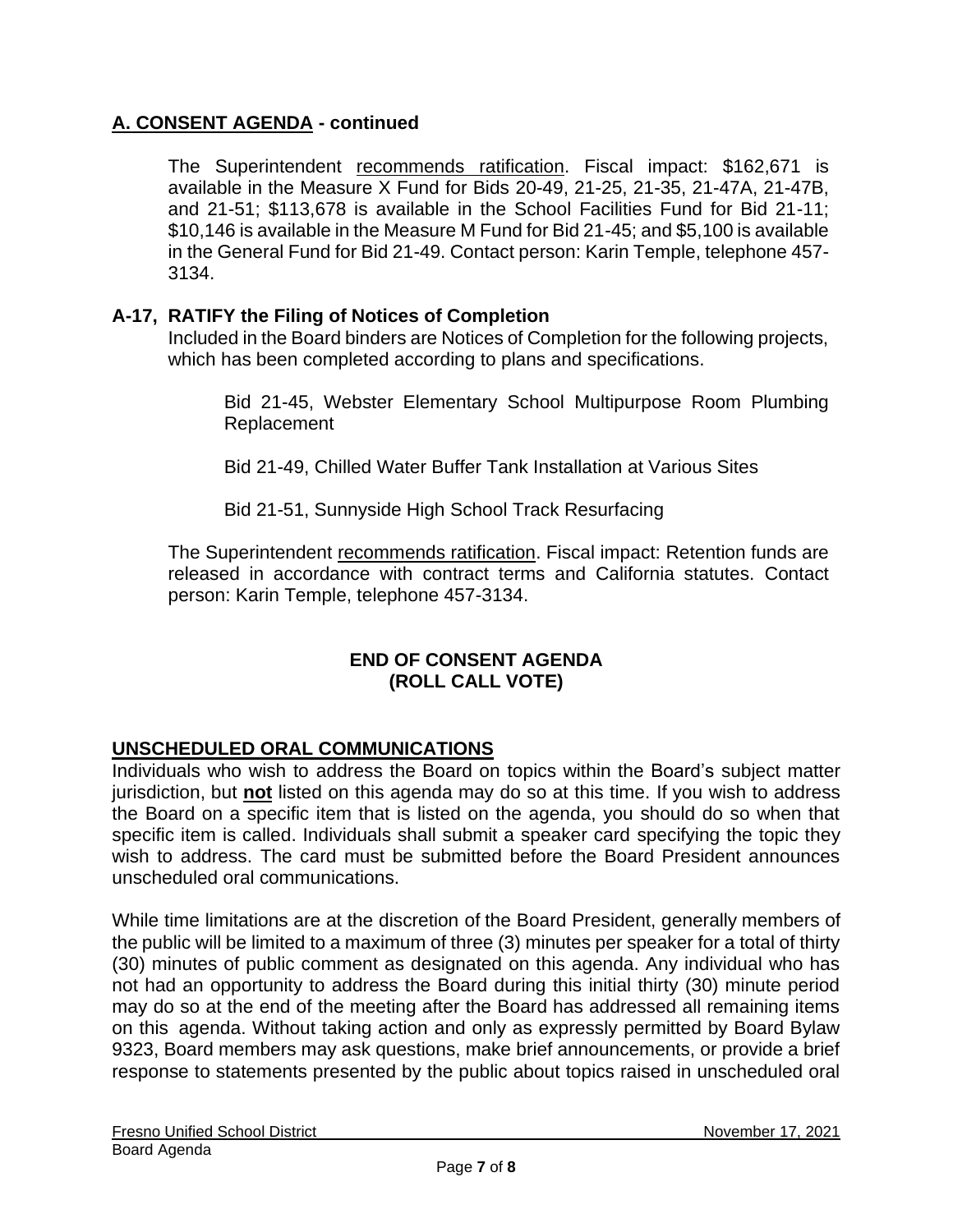## A. CONSENT AGENDA - continued

The Superintendent recommends ratification. Fiscal impact: $162,671 is available in the Measure X Fund for Bids 20-49, 21-25, 21-35, 21-47A, 21-47B, and 21-51; $113,678 is available in the School Facilities Fund for Bid 21-11; $10,146 is available in the Measure M Fund for Bid 21-45; and $5,100 is available in the General Fund for Bid 21-49. Contact person: Karin Temple, telephone 457-3134.

### A-17, RATIFY the Filing of Notices of Completion

Included in the Board binders are Notices of Completion for the following projects, which has been completed according to plans and specifications.

Bid 21-45, Webster Elementary School Multipurpose Room Plumbing Replacement

Bid 21-49, Chilled Water Buffer Tank Installation at Various Sites

Bid 21-51, Sunnyside High School Track Resurfacing

The Superintendent recommends ratification. Fiscal impact: Retention funds are released in accordance with contract terms and California statutes. Contact person: Karin Temple, telephone 457-3134.

**END OF CONSENT AGENDA**
**(ROLL CALL VOTE)**

## UNSCHEDULED ORAL COMMUNICATIONS

Individuals who wish to address the Board on topics within the Board's subject matter jurisdiction, but **not** listed on this agenda may do so at this time. If you wish to address the Board on a specific item that is listed on the agenda, you should do so when that specific item is called. Individuals shall submit a speaker card specifying the topic they wish to address. The card must be submitted before the Board President announces unscheduled oral communications.

While time limitations are at the discretion of the Board President, generally members of the public will be limited to a maximum of three (3) minutes per speaker for a total of thirty (30) minutes of public comment as designated on this agenda. Any individual who has not had an opportunity to address the Board during this initial thirty (30) minute period may do so at the end of the meeting after the Board has addressed all remaining items on this agenda. Without taking action and only as expressly permitted by Board Bylaw 9323, Board members may ask questions, make brief announcements, or provide a brief response to statements presented by the public about topics raised in unscheduled oral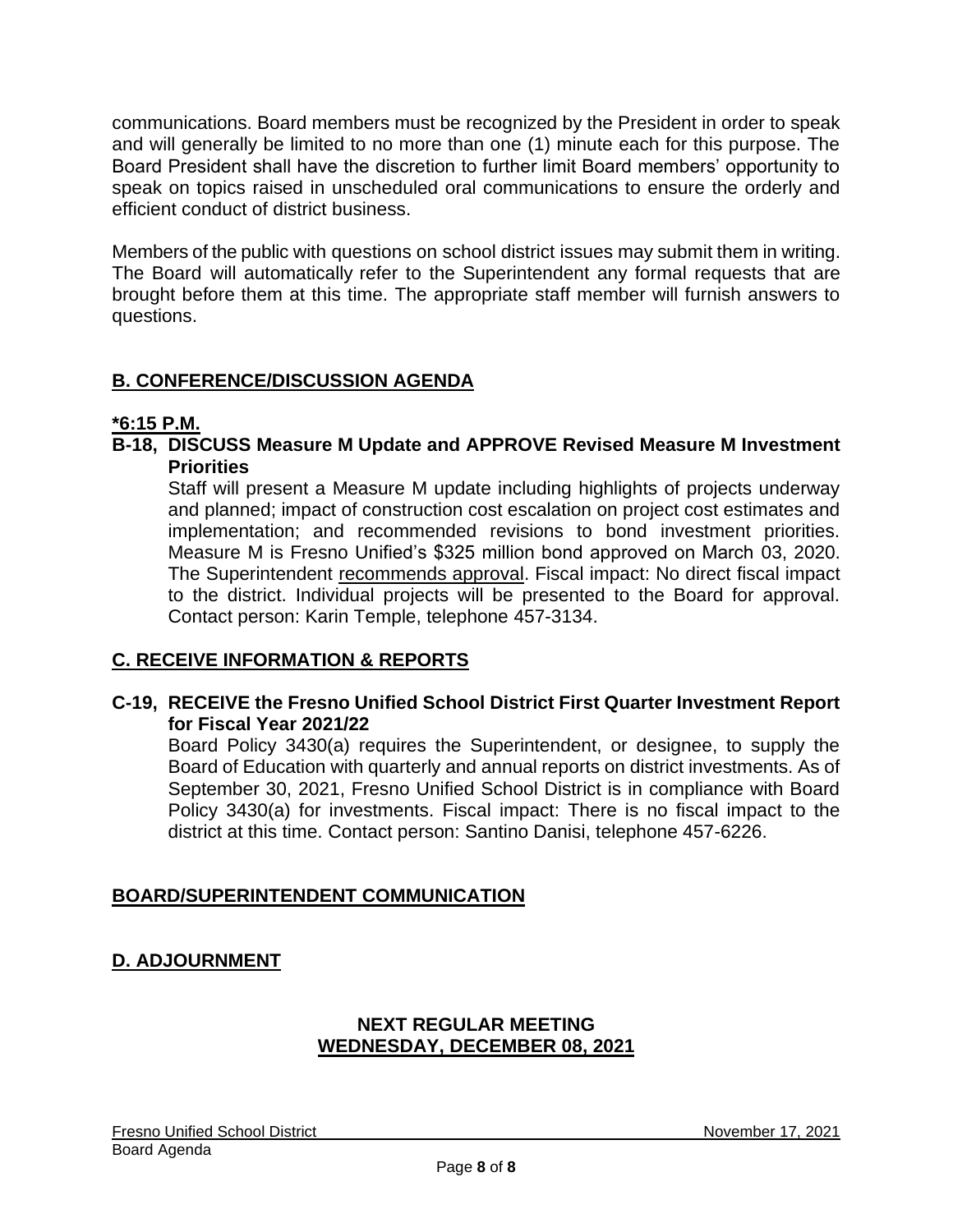communications. Board members must be recognized by the President in order to speak and will generally be limited to no more than one (1) minute each for this purpose. The Board President shall have the discretion to further limit Board members' opportunity to speak on topics raised in unscheduled oral communications to ensure the orderly and efficient conduct of district business.

Members of the public with questions on school district issues may submit them in writing. The Board will automatically refer to the Superintendent any formal requests that are brought before them at this time. The appropriate staff member will furnish answers to questions.

## B. CONFERENCE/DISCUSSION AGENDA

**\*6:15 P.M.**

**B-18, DISCUSS Measure M Update and APPROVE Revised Measure M Investment Priorities**

Staff will present a Measure M update including highlights of projects underway and planned; impact of construction cost escalation on project cost estimates and implementation; and recommended revisions to bond investment priorities. Measure M is Fresno Unified's $325 million bond approved on March 03, 2020. The Superintendent recommends approval. Fiscal impact: No direct fiscal impact to the district. Individual projects will be presented to the Board for approval. Contact person: Karin Temple, telephone 457-3134.

## C. RECEIVE INFORMATION & REPORTS

**C-19, RECEIVE the Fresno Unified School District First Quarter Investment Report for Fiscal Year 2021/22**

Board Policy 3430(a) requires the Superintendent, or designee, to supply the Board of Education with quarterly and annual reports on district investments. As of September 30, 2021, Fresno Unified School District is in compliance with Board Policy 3430(a) for investments. Fiscal impact: There is no fiscal impact to the district at this time. Contact person: Santino Danisi, telephone 457-6226.

## BOARD/SUPERINTENDENT COMMUNICATION

## D. ADJOURNMENT

**NEXT REGULAR MEETING**
**WEDNESDAY, DECEMBER 08, 2021**